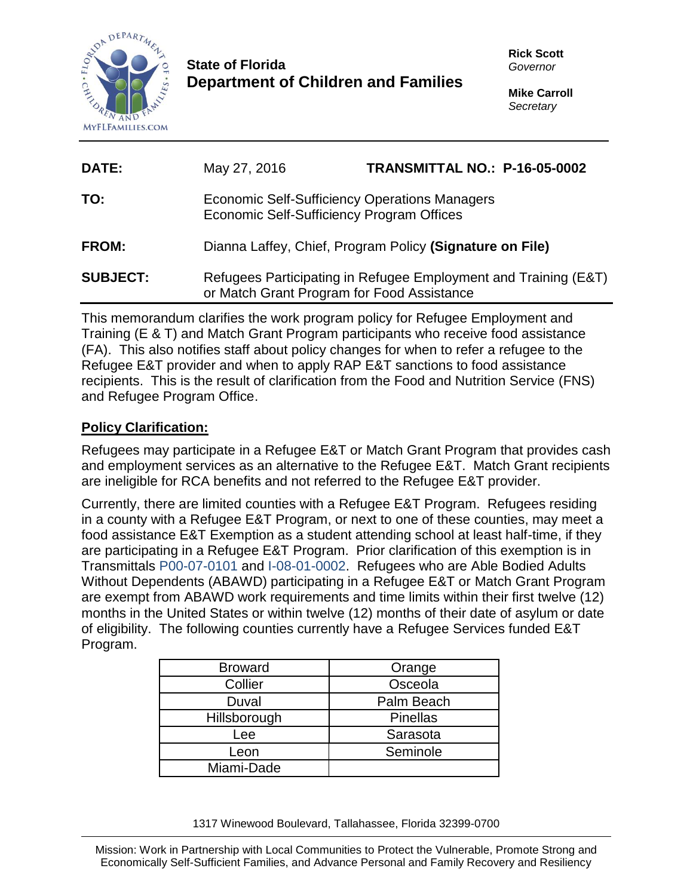**State of Florida**
**Department of Children and Families**

**Rick Scott**
*Governor*

**Mike Carroll**
*Secretary*

| | | |
|---|---|---|
| **DATE:** | May 27, 2016 | **TRANSMITTAL NO.: P-16-05-0002** |
| **TO:** | Economic Self-Sufficiency Operations Managers<br>Economic Self-Sufficiency Program Offices | |
| **FROM:** | Dianna Laffey, Chief, Program Policy **(Signature on File)** | |
| **SUBJECT:** | Refugees Participating in Refugee Employment and Training (E&T) or Match Grant Program for Food Assistance | |

This memorandum clarifies the work program policy for Refugee Employment and Training (E & T) and Match Grant Program participants who receive food assistance (FA). This also notifies staff about policy changes for when to refer a refugee to the Refugee E&T provider and when to apply RAP E&T sanctions to food assistance recipients. This is the result of clarification from the Food and Nutrition Service (FNS) and Refugee Program Office.

## Policy Clarification:

Refugees may participate in a Refugee E&T or Match Grant Program that provides cash and employment services as an alternative to the Refugee E&T. Match Grant recipients are ineligible for RCA benefits and not referred to the Refugee E&T provider.

Currently, there are limited counties with a Refugee E&T Program. Refugees residing in a county with a Refugee E&T Program, or next to one of these counties, may meet a food assistance E&T Exemption as a student attending school at least half-time, if they are participating in a Refugee E&T Program. Prior clarification of this exemption is in Transmittals P00-07-0101 and I-08-01-0002. Refugees who are Able Bodied Adults Without Dependents (ABAWD) participating in a Refugee E&T or Match Grant Program are exempt from ABAWD work requirements and time limits within their first twelve (12) months in the United States or within twelve (12) months of their date of asylum or date of eligibility. The following counties currently have a Refugee Services funded E&T Program.

| | |
|---|---|
| Broward | Orange |
| Collier | Osceola |
| Duval | Palm Beach |
| Hillsborough | Pinellas |
| Lee | Sarasota |
| Leon | Seminole |
| Miami-Dade | |

1317 Winewood Boulevard, Tallahassee, Florida 32399-0700

Mission: Work in Partnership with Local Communities to Protect the Vulnerable, Promote Strong and Economically Self-Sufficient Families, and Advance Personal and Family Recovery and Resiliency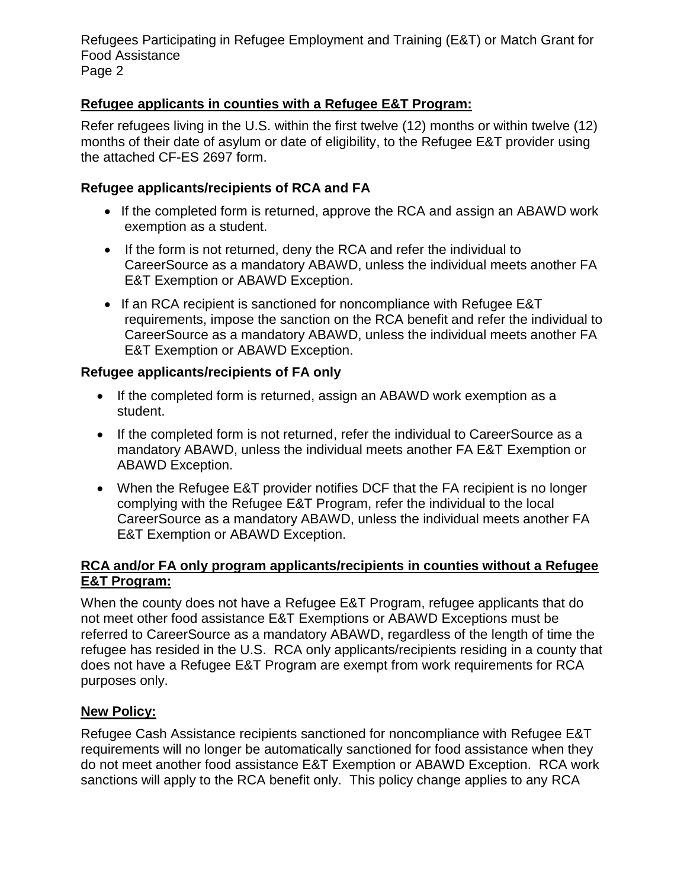**Refugee applicants in counties with a Refugee E&T Program:**

Refer refugees living in the U.S. within the first twelve (12) months or within twelve (12) months of their date of asylum or date of eligibility, to the Refugee E&T provider using the attached CF-ES 2697 form.

**Refugee applicants/recipients of RCA and FA**

- If the completed form is returned, approve the RCA and assign an ABAWD work exemption as a student.
- If the form is not returned, deny the RCA and refer the individual to CareerSource as a mandatory ABAWD, unless the individual meets another FA E&T Exemption or ABAWD Exception.
- If an RCA recipient is sanctioned for noncompliance with Refugee E&T requirements, impose the sanction on the RCA benefit and refer the individual to CareerSource as a mandatory ABAWD, unless the individual meets another FA E&T Exemption or ABAWD Exception.

**Refugee applicants/recipients of FA only**

- If the completed form is returned, assign an ABAWD work exemption as a student.
- If the completed form is not returned, refer the individual to CareerSource as a mandatory ABAWD, unless the individual meets another FA E&T Exemption or ABAWD Exception.
- When the Refugee E&T provider notifies DCF that the FA recipient is no longer complying with the Refugee E&T Program, refer the individual to the local CareerSource as a mandatory ABAWD, unless the individual meets another FA E&T Exemption or ABAWD Exception.

**RCA and/or FA only program applicants/recipients in counties without a Refugee E&T Program:**

When the county does not have a Refugee E&T Program, refugee applicants that do not meet other food assistance E&T Exemptions or ABAWD Exceptions must be referred to CareerSource as a mandatory ABAWD, regardless of the length of time the refugee has resided in the U.S. RCA only applicants/recipients residing in a county that does not have a Refugee E&T Program are exempt from work requirements for RCA purposes only.

**New Policy:**

Refugee Cash Assistance recipients sanctioned for noncompliance with Refugee E&T requirements will no longer be automatically sanctioned for food assistance when they do not meet another food assistance E&T Exemption or ABAWD Exception. RCA work sanctions will apply to the RCA benefit only. This policy change applies to any RCA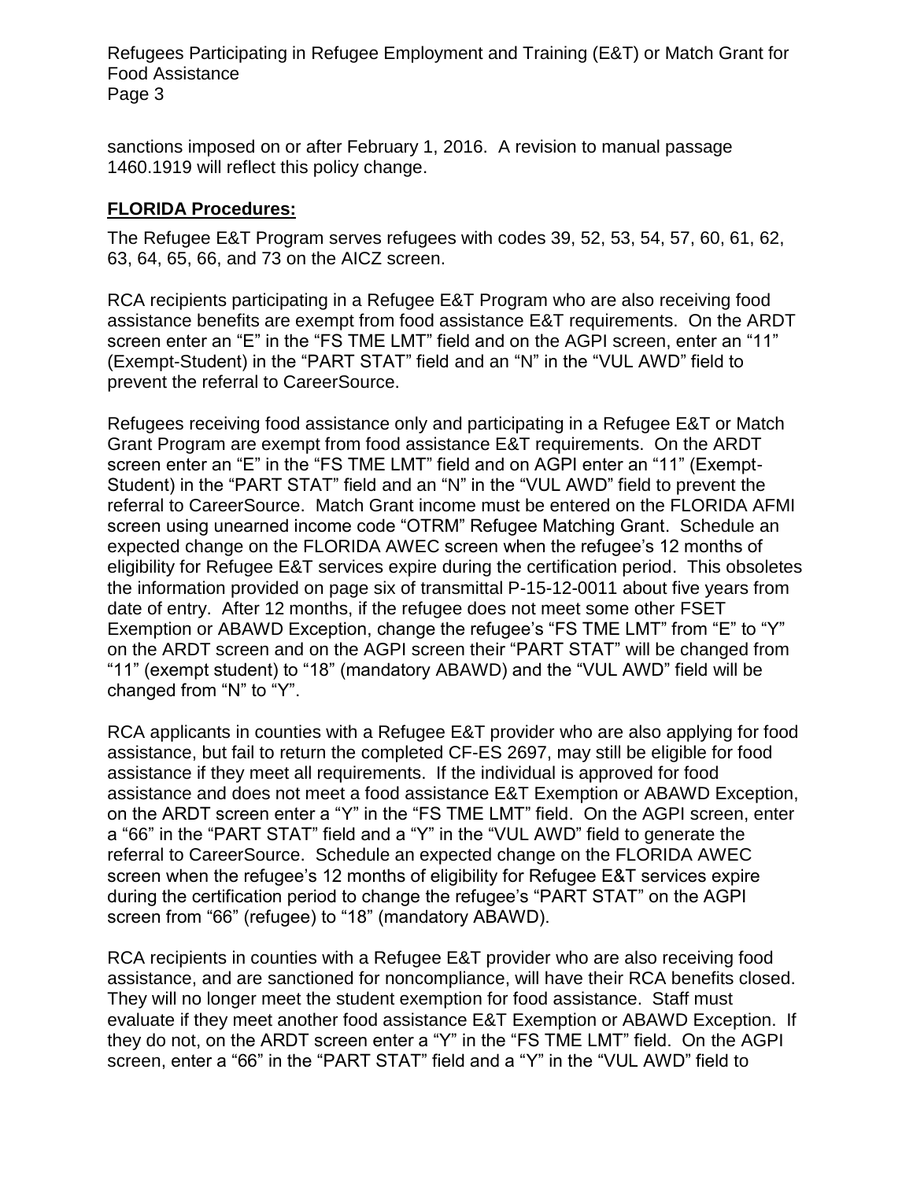sanctions imposed on or after February 1, 2016. A revision to manual passage 1460.1919 will reflect this policy change.

**FLORIDA Procedures:**

The Refugee E&T Program serves refugees with codes 39, 52, 53, 54, 57, 60, 61, 62, 63, 64, 65, 66, and 73 on the AICZ screen.

RCA recipients participating in a Refugee E&T Program who are also receiving food assistance benefits are exempt from food assistance E&T requirements. On the ARDT screen enter an "E" in the "FS TME LMT" field and on the AGPI screen, enter an "11" (Exempt-Student) in the "PART STAT" field and an "N" in the "VUL AWD" field to prevent the referral to CareerSource.

Refugees receiving food assistance only and participating in a Refugee E&T or Match Grant Program are exempt from food assistance E&T requirements. On the ARDT screen enter an "E" in the "FS TME LMT" field and on AGPI enter an "11" (Exempt-Student) in the "PART STAT" field and an "N" in the "VUL AWD" field to prevent the referral to CareerSource. Match Grant income must be entered on the FLORIDA AFMI screen using unearned income code "OTRM" Refugee Matching Grant. Schedule an expected change on the FLORIDA AWEC screen when the refugee's 12 months of eligibility for Refugee E&T services expire during the certification period. This obsoletes the information provided on page six of transmittal P-15-12-0011 about five years from date of entry. After 12 months, if the refugee does not meet some other FSET Exemption or ABAWD Exception, change the refugee's "FS TME LMT" from "E" to "Y" on the ARDT screen and on the AGPI screen their "PART STAT" will be changed from "11" (exempt student) to "18" (mandatory ABAWD) and the "VUL AWD" field will be changed from "N" to "Y".

RCA applicants in counties with a Refugee E&T provider who are also applying for food assistance, but fail to return the completed CF-ES 2697, may still be eligible for food assistance if they meet all requirements. If the individual is approved for food assistance and does not meet a food assistance E&T Exemption or ABAWD Exception, on the ARDT screen enter a "Y" in the "FS TME LMT" field. On the AGPI screen, enter a "66" in the "PART STAT" field and a "Y" in the "VUL AWD" field to generate the referral to CareerSource. Schedule an expected change on the FLORIDA AWEC screen when the refugee's 12 months of eligibility for Refugee E&T services expire during the certification period to change the refugee's "PART STAT" on the AGPI screen from "66" (refugee) to "18" (mandatory ABAWD).

RCA recipients in counties with a Refugee E&T provider who are also receiving food assistance, and are sanctioned for noncompliance, will have their RCA benefits closed. They will no longer meet the student exemption for food assistance. Staff must evaluate if they meet another food assistance E&T Exemption or ABAWD Exception. If they do not, on the ARDT screen enter a "Y" in the "FS TME LMT" field. On the AGPI screen, enter a "66" in the "PART STAT" field and a "Y" in the "VUL AWD" field to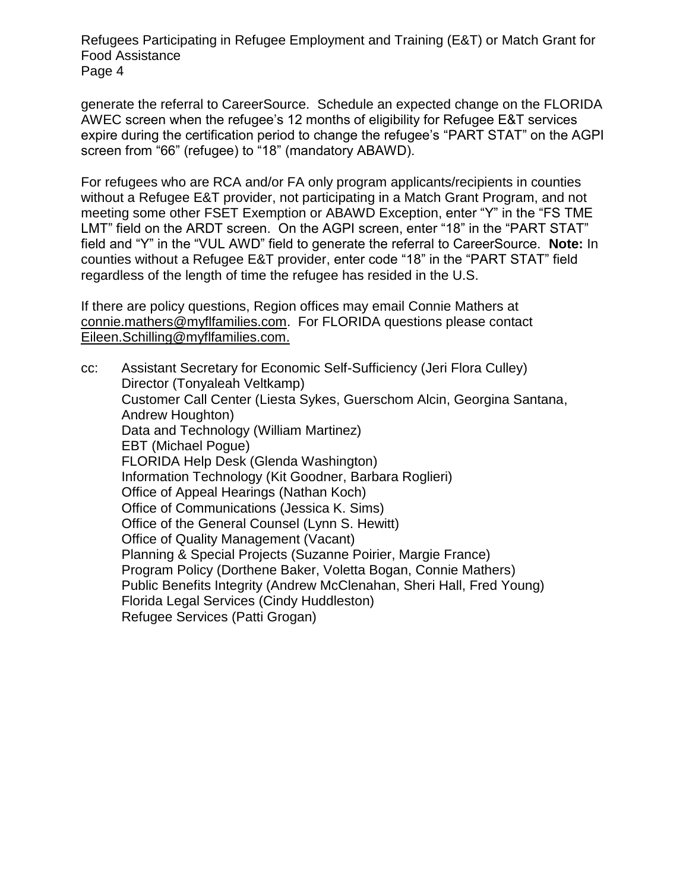generate the referral to CareerSource. Schedule an expected change on the FLORIDA AWEC screen when the refugee's 12 months of eligibility for Refugee E&T services expire during the certification period to change the refugee's "PART STAT" on the AGPI screen from "66" (refugee) to "18" (mandatory ABAWD).

For refugees who are RCA and/or FA only program applicants/recipients in counties without a Refugee E&T provider, not participating in a Match Grant Program, and not meeting some other FSET Exemption or ABAWD Exception, enter "Y" in the "FS TME LMT" field on the ARDT screen. On the AGPI screen, enter "18" in the "PART STAT" field and "Y" in the "VUL AWD" field to generate the referral to CareerSource. **Note:** In counties without a Refugee E&T provider, enter code "18" in the "PART STAT" field regardless of the length of time the refugee has resided in the U.S.

If there are policy questions, Region offices may email Connie Mathers at connie.mathers@myflfamilies.com. For FLORIDA questions please contact Eileen.Schilling@myflfamilies.com.

cc: Assistant Secretary for Economic Self-Sufficiency (Jeri Flora Culley)
Director (Tonyaleah Veltkamp)
Customer Call Center (Liesta Sykes, Guerschom Alcin, Georgina Santana, Andrew Houghton)
Data and Technology (William Martinez)
EBT (Michael Pogue)
FLORIDA Help Desk (Glenda Washington)
Information Technology (Kit Goodner, Barbara Roglieri)
Office of Appeal Hearings (Nathan Koch)
Office of Communications (Jessica K. Sims)
Office of the General Counsel (Lynn S. Hewitt)
Office of Quality Management (Vacant)
Planning & Special Projects (Suzanne Poirier, Margie France)
Program Policy (Dorthene Baker, Voletta Bogan, Connie Mathers)
Public Benefits Integrity (Andrew McClenahan, Sheri Hall, Fred Young)
Florida Legal Services (Cindy Huddleston)
Refugee Services (Patti Grogan)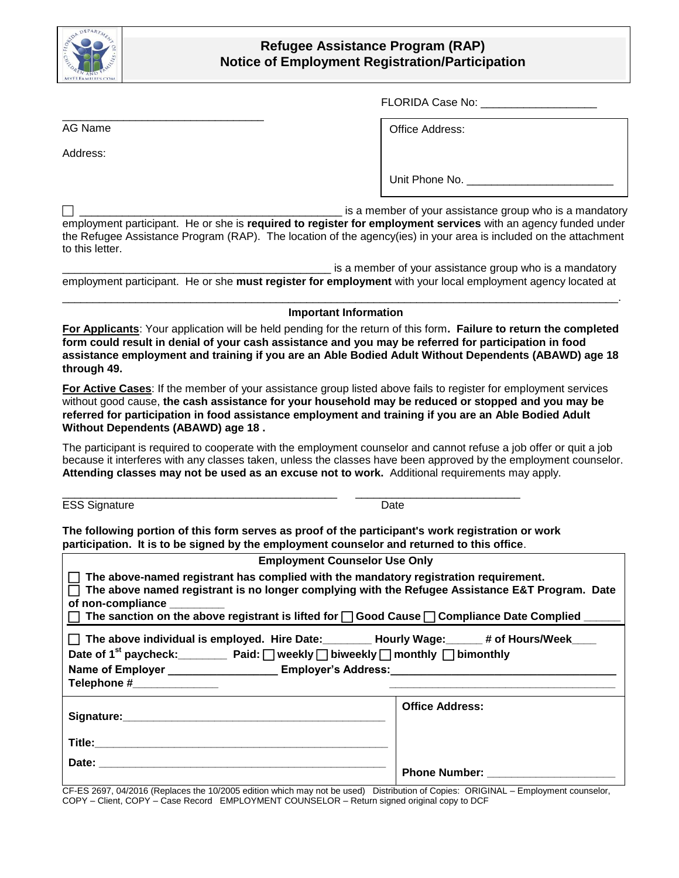# Refugee Assistance Program (RAP)
## Notice of Employment Registration/Participation

FLORIDA Case No: ___________________

________________________________
AG Name

Address:

Office Address:

Unit Phone No. ________________________

☐ ___________________________________________ is a member of your assistance group who is a mandatory employment participant. He or she is **required to register for employment services** with an agency funded under the Refugee Assistance Program (RAP). The location of the agency(ies) in your area is included on the attachment to this letter.

_____________________________________________ is a member of your assistance group who is a mandatory employment participant. He or she **must register for employment** with your local employment agency located at _____________________________________________________________________________________.

**Important Information**

**For Applicants**: Your application will be held pending for the return of this form**. Failure to return the completed form could result in denial of your cash assistance and you may be referred for participation in food assistance employment and training if you are an Able Bodied Adult Without Dependents (ABAWD) age 18 through 49.**

**For Active Cases**: If the member of your assistance group listed above fails to register for employment services without good cause, **the cash assistance for your household may be reduced or stopped and you may be referred for participation in food assistance employment and training if you are an Able Bodied Adult Without Dependents (ABAWD) age 18 .**

The participant is required to cooperate with the employment counselor and cannot refuse a job offer or quit a job because it interferes with any classes taken, unless the classes have been approved by the employment counselor. **Attending classes may not be used as an excuse not to work.** Additional requirements may apply.

_____________________________________________ ___________________________
ESS Signature Date

**The following portion of this form serves as proof of the participant's work registration or work participation. It is to be signed by the employment counselor and returned to this office**.

**Employment Counselor Use Only**

☐ **The above-named registrant has complied with the mandatory registration requirement.**
☐ **The above named registrant is no longer complying with the Refugee Assistance E&T Program. Date of non-compliance ________**
☐ **The sanction on the above registrant is lifted for ☐ Good Cause ☐ Compliance Date Complied ______**

☐ **The above individual is employed. Hire Date:________ Hourly Wage:______ # of Hours/Week____**
**Date of 1st paycheck:________ Paid: ☐ weekly ☐ biweekly ☐ monthly ☐ bimonthly**
**Name of Employer _________________ Employer's Address:____________________________________**
**Telephone #______________** ______________________________________

**Signature:**_____________________________________________

**Title:**_________________________________________________

**Date:** _________________________________________________

**Office Address:**

**Phone Number:** _____________________

CF-ES 2697, 04/2016 (Replaces the 10/2005 edition which may not be used) Distribution of Copies: ORIGINAL – Employment counselor, COPY – Client, COPY – Case Record EMPLOYMENT COUNSELOR – Return signed original copy to DCF